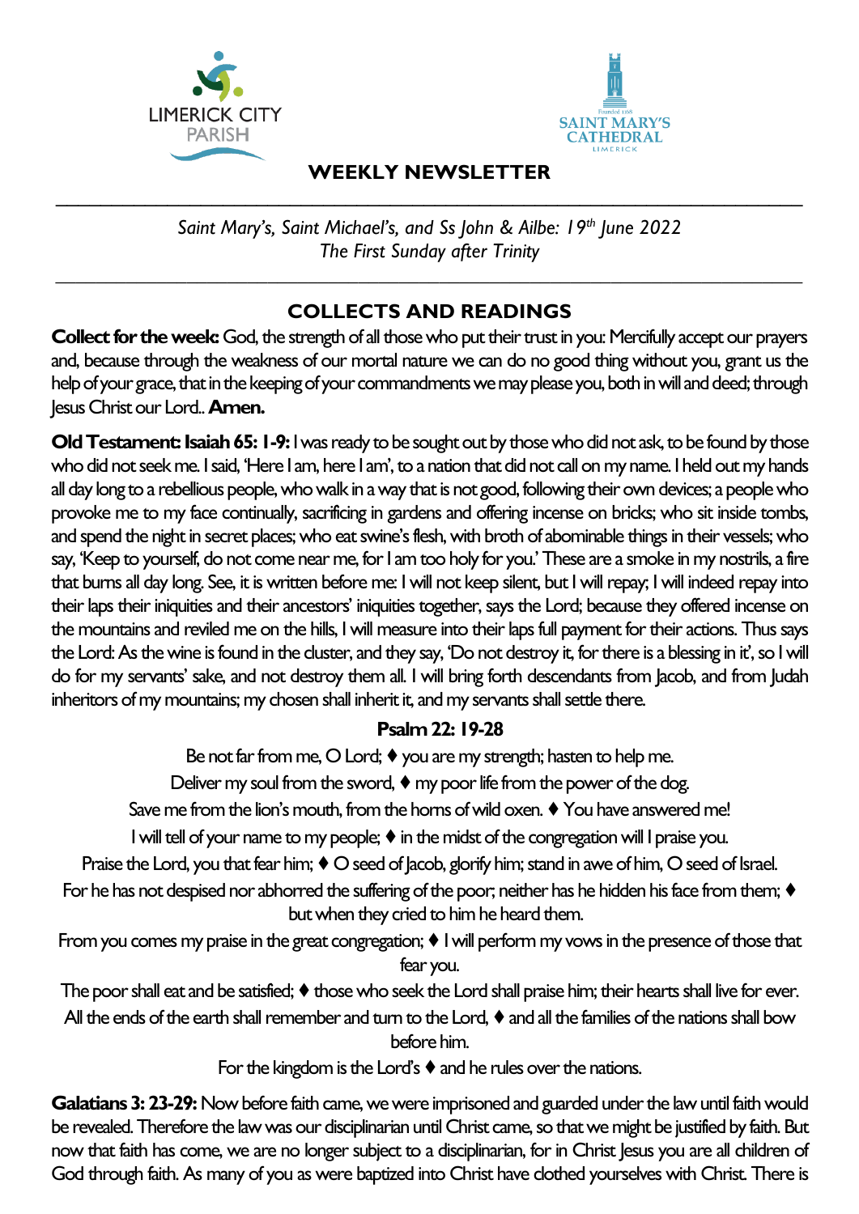LIMERICK CITY PARISH

SAINT MARY'S CATHEDRAL LIMERICK

# WEEKLY NEWSLETTER

---

*Saint Mary's, Saint Michael's, and Ss John & Ailbe: 19th June 2022*
*The First Sunday after Trinity*

---

## COLLECTS AND READINGS

**Collect for the week:** God, the strength of all those who put their trust in you: Mercifully accept our prayers and, because through the weakness of our mortal nature we can do no good thing without you, grant us the help of your grace, that in the keeping of your commandments we may please you, both in will and deed; through Jesus Christ our Lord.. **Amen.**

**Old Testament: Isaiah 65: 1-9:** I was ready to be sought out by those who did not ask, to be found by those who did not seek me. I said, 'Here I am, here I am', to a nation that did not call on my name. I held out my hands all day long to a rebellious people, who walk in a way that is not good, following their own devices; a people who provoke me to my face continually, sacrificing in gardens and offering incense on bricks; who sit inside tombs, and spend the night in secret places; who eat swine's flesh, with broth of abominable things in their vessels; who say, 'Keep to yourself, do not come near me, for I am too holy for you.' These are a smoke in my nostrils, a fire that burns all day long. See, it is written before me: I will not keep silent, but I will repay; I will indeed repay into their laps their iniquities and their ancestors' iniquities together, says the Lord; because they offered incense on the mountains and reviled me on the hills, I will measure into their laps full payment for their actions. Thus says the Lord: As the wine is found in the cluster, and they say, 'Do not destroy it, for there is a blessing in it', so I will do for my servants' sake, and not destroy them all. I will bring forth descendants from Jacob, and from Judah inheritors of my mountains; my chosen shall inherit it, and my servants shall settle there.

**Psalm 22: 19-28**

Be not far from me, O Lord; ♦ you are my strength; hasten to help me.
Deliver my soul from the sword, ♦ my poor life from the power of the dog.
Save me from the lion's mouth, from the horns of wild oxen. ♦ You have answered me!
I will tell of your name to my people; ♦ in the midst of the congregation will I praise you.
Praise the Lord, you that fear him; ♦ O seed of Jacob, glorify him; stand in awe of him, O seed of Israel.
For he has not despised nor abhorred the suffering of the poor; neither has he hidden his face from them; ♦ but when they cried to him he heard them.
From you comes my praise in the great congregation; ♦ I will perform my vows in the presence of those that fear you.
The poor shall eat and be satisfied; ♦ those who seek the Lord shall praise him; their hearts shall live for ever.
All the ends of the earth shall remember and turn to the Lord, ♦ and all the families of the nations shall bow before him.
For the kingdom is the Lord's ♦ and he rules over the nations.

**Galatians 3: 23-29:** Now before faith came, we were imprisoned and guarded under the law until faith would be revealed. Therefore the law was our disciplinarian until Christ came, so that we might be justified by faith. But now that faith has come, we are no longer subject to a disciplinarian, for in Christ Jesus you are all children of God through faith. As many of you as were baptized into Christ have clothed yourselves with Christ. There is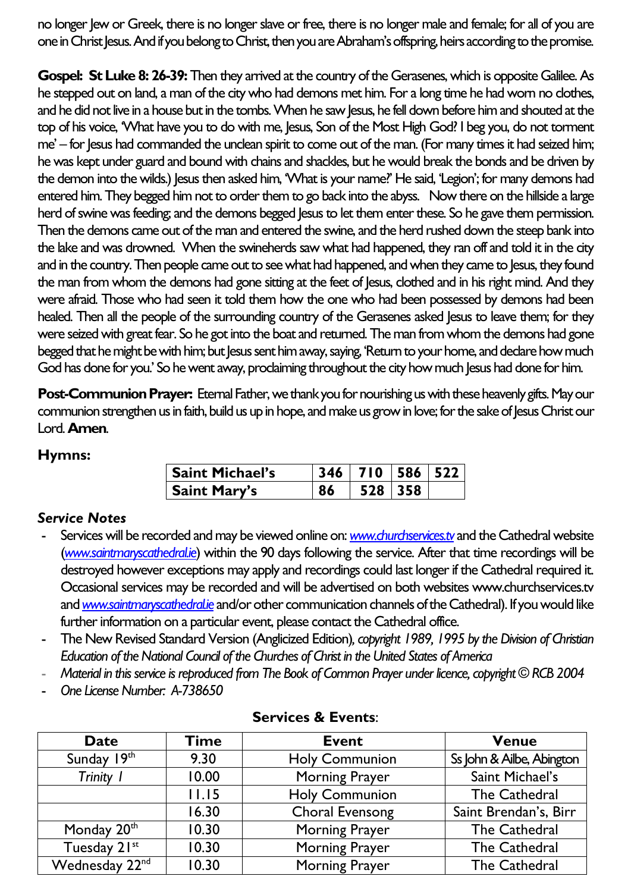no longer Jew or Greek, there is no longer slave or free, there is no longer male and female; for all of you are one in Christ Jesus. And if you belong to Christ, then you are Abraham's offspring, heirs according to the promise.

**Gospel: St Luke 8: 26-39:** Then they arrived at the country of the Gerasenes, which is opposite Galilee. As he stepped out on land, a man of the city who had demons met him. For a long time he had worn no clothes, and he did not live in a house but in the tombs. When he saw Jesus, he fell down before him and shouted at the top of his voice, 'What have you to do with me, Jesus, Son of the Most High God? I beg you, do not torment me' – for Jesus had commanded the unclean spirit to come out of the man. (For many times it had seized him; he was kept under guard and bound with chains and shackles, but he would break the bonds and be driven by the demon into the wilds.) Jesus then asked him, 'What is your name?' He said, 'Legion'; for many demons had entered him. They begged him not to order them to go back into the abyss. Now there on the hillside a large herd of swine was feeding; and the demons begged Jesus to let them enter these. So he gave them permission. Then the demons came out of the man and entered the swine, and the herd rushed down the steep bank into the lake and was drowned. When the swineherds saw what had happened, they ran off and told it in the city and in the country. Then people came out to see what had happened, and when they came to Jesus, they found the man from whom the demons had gone sitting at the feet of Jesus, clothed and in his right mind. And they were afraid. Those who had seen it told them how the one who had been possessed by demons had been healed. Then all the people of the surrounding country of the Gerasenes asked Jesus to leave them; for they were seized with great fear. So he got into the boat and returned. The man from whom the demons had gone begged that he might be with him; but Jesus sent him away, saying, 'Return to your home, and declare how much God has done for you.' So he went away, proclaiming throughout the city how much Jesus had done for him.

**Post-Communion Prayer:** Eternal Father, we thank you for nourishing us with these heavenly gifts. May our communion strengthen us in faith, build us up in hope, and make us grow in love; for the sake of Jesus Christ our Lord. **Amen**.

**Hymns:**

| | | | | |
|---|---|---|---|---|
| **Saint Michael's** | **346** | **710** | **586** | **522** |
| **Saint Mary's** | **86** | **528** | **358** | |

***Service Notes***

- Services will be recorded and may be viewed online on: *www.churchservices.tv* and the Cathedral website (*www.saintmaryscathedral.ie*) within the 90 days following the service. After that time recordings will be destroyed however exceptions may apply and recordings could last longer if the Cathedral required it. Occasional services may be recorded and will be advertised on both websites www.churchservices.tv and *www.saintmaryscathedral.ie* and/or other communication channels of the Cathedral). If you would like further information on a particular event, please contact the Cathedral office.
- The New Revised Standard Version (Anglicized Edition), *copyright 1989, 1995 by the Division of Christian Education of the National Council of the Churches of Christ in the United States of America*
- *Material in this service is reproduced from The Book of Common Prayer under licence, copyright © RCB 2004*
- *One License Number: A-738650*

**Services & Events**:

| Date | Time | Event | Venue |
|---|---|---|---|
| Sunday 19th | 9.30 | Holy Communion | Ss John & Ailbe, Abington |
| *Trinity 1* | 10.00 | Morning Prayer | Saint Michael's |
| | 11.15 | Holy Communion | The Cathedral |
| | 16.30 | Choral Evensong | Saint Brendan's, Birr |
| Monday 20th | 10.30 | Morning Prayer | The Cathedral |
| Tuesday 21st | 10.30 | Morning Prayer | The Cathedral |
| Wednesday 22nd | 10.30 | Morning Prayer | The Cathedral |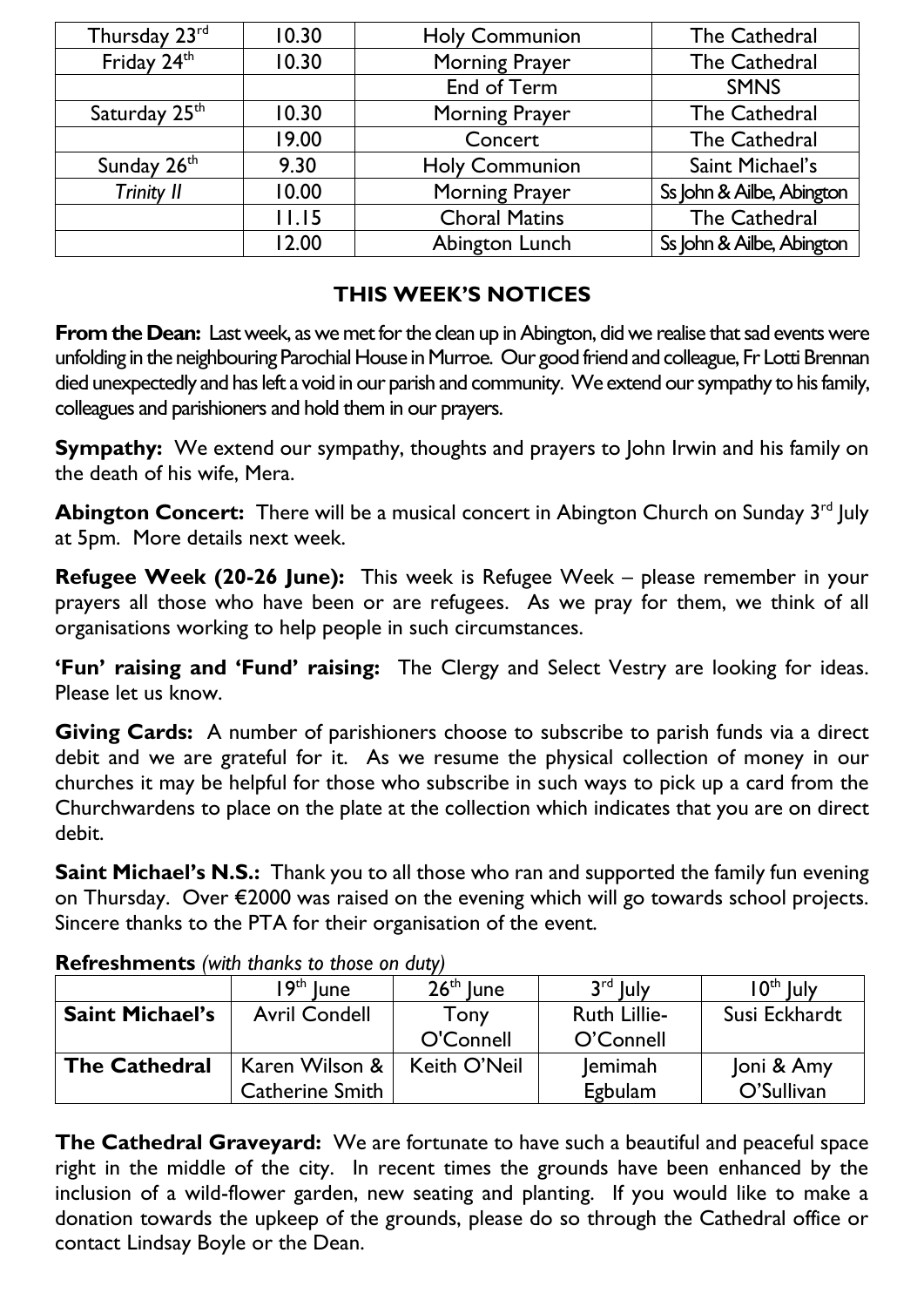| Thursday 23rd | 10.30 | Holy Communion | The Cathedral |
|---|---|---|---|
| Friday 24th | 10.30 | Morning Prayer | The Cathedral |
| | | End of Term | SMNS |
| Saturday 25th | 10.30 | Morning Prayer | The Cathedral |
| | 19.00 | Concert | The Cathedral |
| Sunday 26th | 9.30 | Holy Communion | Saint Michael's |
| *Trinity II* | 10.00 | Morning Prayer | Ss John & Ailbe, Abington |
| | 11.15 | Choral Matins | The Cathedral |
| | 12.00 | Abington Lunch | Ss John & Ailbe, Abington |

## THIS WEEK'S NOTICES

**From the Dean:** Last week, as we met for the clean up in Abington, did we realise that sad events were unfolding in the neighbouring Parochial House in Murroe. Our good friend and colleague, Fr Lotti Brennan died unexpectedly and has left a void in our parish and community. We extend our sympathy to his family, colleagues and parishioners and hold them in our prayers.

**Sympathy:** We extend our sympathy, thoughts and prayers to John Irwin and his family on the death of his wife, Mera.

**Abington Concert:** There will be a musical concert in Abington Church on Sunday 3rd July at 5pm. More details next week.

**Refugee Week (20-26 June):** This week is Refugee Week – please remember in your prayers all those who have been or are refugees. As we pray for them, we think of all organisations working to help people in such circumstances.

**'Fun' raising and 'Fund' raising:** The Clergy and Select Vestry are looking for ideas. Please let us know.

**Giving Cards:** A number of parishioners choose to subscribe to parish funds via a direct debit and we are grateful for it. As we resume the physical collection of money in our churches it may be helpful for those who subscribe in such ways to pick up a card from the Churchwardens to place on the plate at the collection which indicates that you are on direct debit.

**Saint Michael's N.S.:** Thank you to all those who ran and supported the family fun evening on Thursday. Over €2000 was raised on the evening which will go towards school projects. Sincere thanks to the PTA for their organisation of the event.

**Refreshments** *(with thanks to those on duty)*

| | 19th June | 26th June | 3rd July | 10th July |
|---|---|---|---|---|
| **Saint Michael's** | Avril Condell | Tony O'Connell | Ruth Lillie-O'Connell | Susi Eckhardt |
| **The Cathedral** | Karen Wilson & Catherine Smith | Keith O'Neil | Jemimah Egbulam | Joni & Amy O'Sullivan |

**The Cathedral Graveyard:** We are fortunate to have such a beautiful and peaceful space right in the middle of the city. In recent times the grounds have been enhanced by the inclusion of a wild-flower garden, new seating and planting. If you would like to make a donation towards the upkeep of the grounds, please do so through the Cathedral office or contact Lindsay Boyle or the Dean.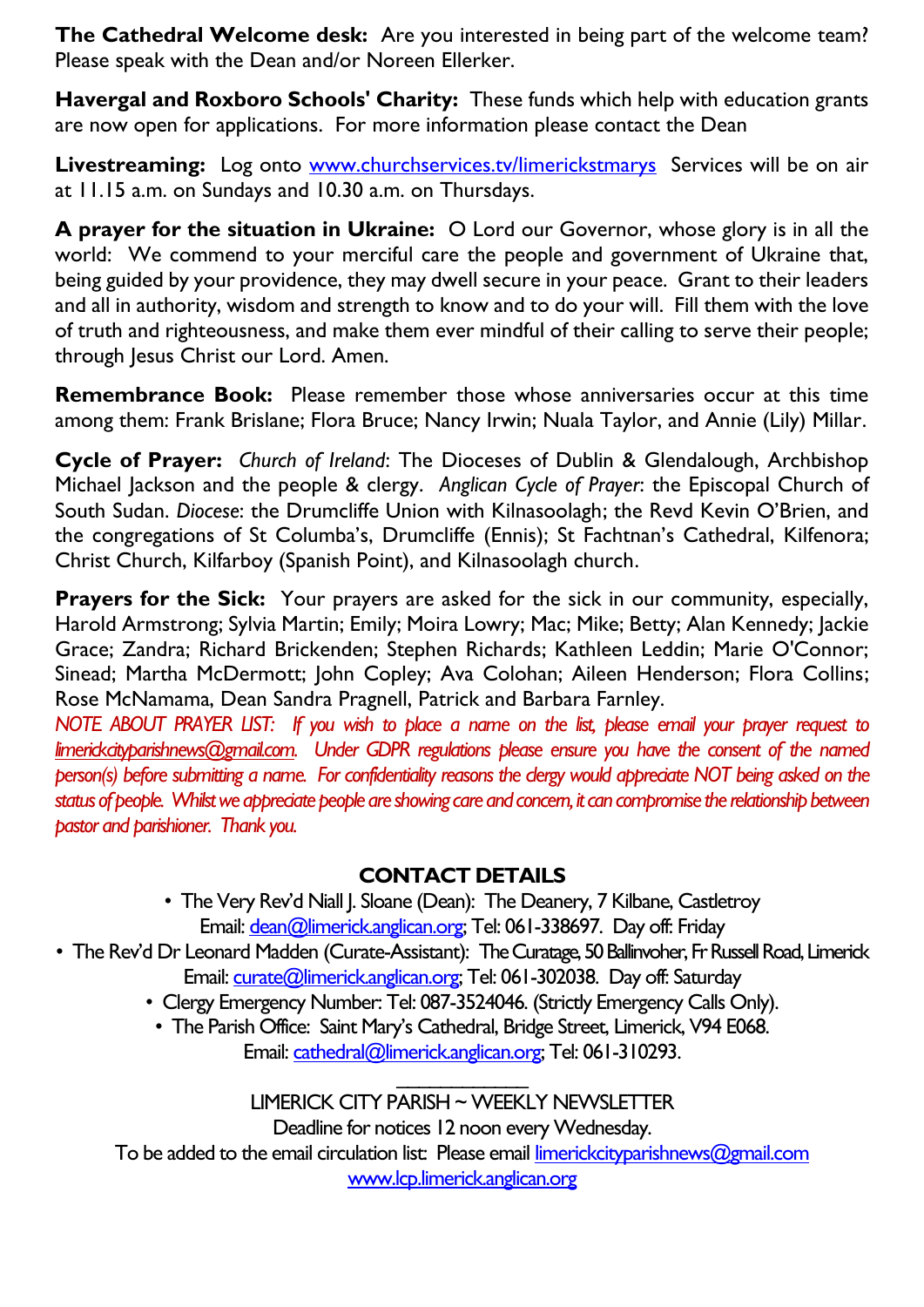**The Cathedral Welcome desk:** Are you interested in being part of the welcome team? Please speak with the Dean and/or Noreen Ellerker.

**Havergal and Roxboro Schools' Charity:** These funds which help with education grants are now open for applications. For more information please contact the Dean

**Livestreaming:** Log onto www.churchservices.tv/limerickstmarys Services will be on air at 11.15 a.m. on Sundays and 10.30 a.m. on Thursdays.

**A prayer for the situation in Ukraine:** O Lord our Governor, whose glory is in all the world: We commend to your merciful care the people and government of Ukraine that, being guided by your providence, they may dwell secure in your peace. Grant to their leaders and all in authority, wisdom and strength to know and to do your will. Fill them with the love of truth and righteousness, and make them ever mindful of their calling to serve their people; through Jesus Christ our Lord. Amen.

**Remembrance Book:** Please remember those whose anniversaries occur at this time among them: Frank Brislane; Flora Bruce; Nancy Irwin; Nuala Taylor, and Annie (Lily) Millar.

**Cycle of Prayer:** *Church of Ireland*: The Dioceses of Dublin & Glendalough, Archbishop Michael Jackson and the people & clergy. *Anglican Cycle of Prayer*: the Episcopal Church of South Sudan. *Diocese*: the Drumcliffe Union with Kilnasoolagh; the Revd Kevin O'Brien, and the congregations of St Columba's, Drumcliffe (Ennis); St Fachtnan's Cathedral, Kilfenora; Christ Church, Kilfarboy (Spanish Point), and Kilnasoolagh church.

**Prayers for the Sick:** Your prayers are asked for the sick in our community, especially, Harold Armstrong; Sylvia Martin; Emily; Moira Lowry; Mac; Mike; Betty; Alan Kennedy; Jackie Grace; Zandra; Richard Brickenden; Stephen Richards; Kathleen Leddin; Marie O'Connor; Sinead; Martha McDermott; John Copley; Ava Colohan; Aileen Henderson; Flora Collins; Rose McNamama, Dean Sandra Pragnell, Patrick and Barbara Farnley.

*NOTE ABOUT PRAYER LIST: If you wish to place a name on the list, please email your prayer request to limerickcityparishnews@gmail.com. Under GDPR regulations please ensure you have the consent of the named person(s) before submitting a name. For confidentiality reasons the clergy would appreciate NOT being asked on the status of people. Whilst we appreciate people are showing care and concern, it can compromise the relationship between pastor and parishioner. Thank you.*

## CONTACT DETAILS

- The Very Rev'd Niall J. Sloane (Dean): The Deanery, 7 Kilbane, Castletroy
  Email: dean@limerick.anglican.org; Tel: 061-338697. Day off: Friday
- The Rev'd Dr Leonard Madden (Curate-Assistant): The Curatage, 50 Ballinvoher, Fr Russell Road, Limerick
  Email: curate@limerick.anglican.org; Tel: 061-302038. Day off: Saturday
- Clergy Emergency Number: Tel: 087-3524046. (Strictly Emergency Calls Only).
- The Parish Office: Saint Mary's Cathedral, Bridge Street, Limerick, V94 E068.
  Email: cathedral@limerick.anglican.org; Tel: 061-310293.

---

LIMERICK CITY PARISH ~ WEEKLY NEWSLETTER
Deadline for notices 12 noon every Wednesday.
To be added to the email circulation list: Please email limerickcityparishnews@gmail.com
www.lcp.limerick.anglican.org